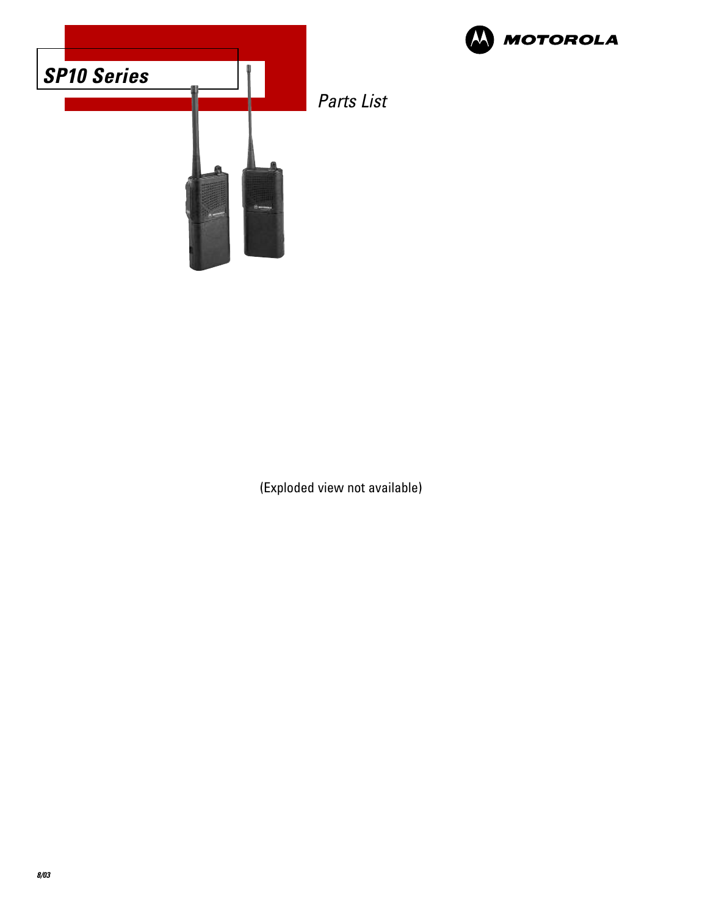# SP10 Series

MOTOROLA

*Parts List*

(Exploded view not available)

8/03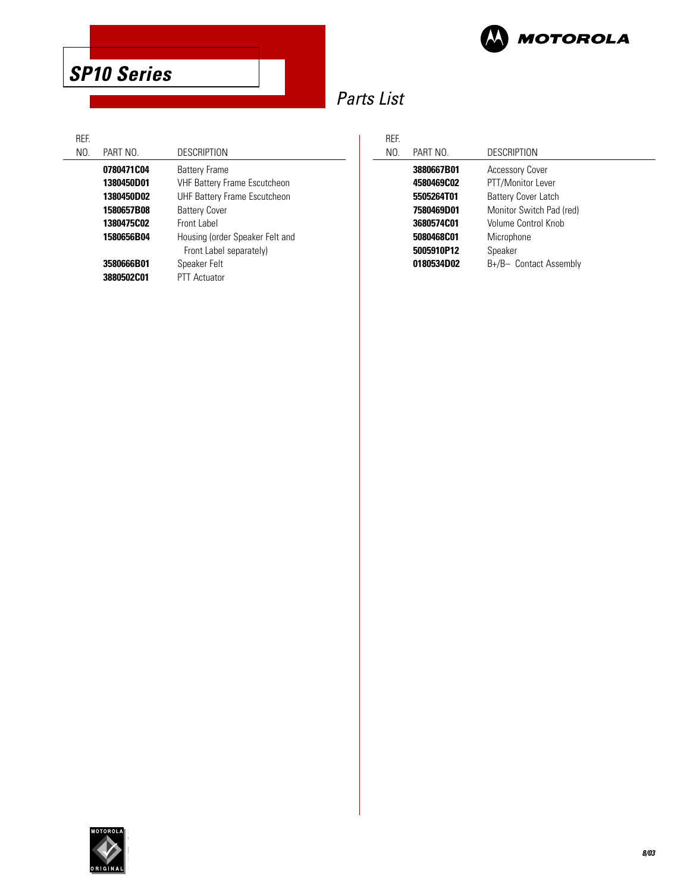# SP10 Series

## Parts List

| REF. NO. | PART NO. | DESCRIPTION |
|---|---|---|
| | **0780471C04** | Battery Frame |
| | **1380450D01** | VHF Battery Frame Escutcheon |
| | **1380450D02** | UHF Battery Frame Escutcheon |
| | **1580657B08** | Battery Cover |
| | **1380475C02** | Front Label |
| | **1580656B04** | Housing (order Speaker Felt and Front Label separately) |
| | **3580666B01** | Speaker Felt |
| | **3880502C01** | PTT Actuator |
| | **3880667B01** | Accessory Cover |
| | **4580469C02** | PTT/Monitor Lever |
| | **5505264T01** | Battery Cover Latch |
| | **7580469D01** | Monitor Switch Pad (red) |
| | **3680574C01** | Volume Control Knob |
| | **5080468C01** | Microphone |
| | **5005910P12** | Speaker |
| | **0180534D02** | B+/B– Contact Assembly |

8/03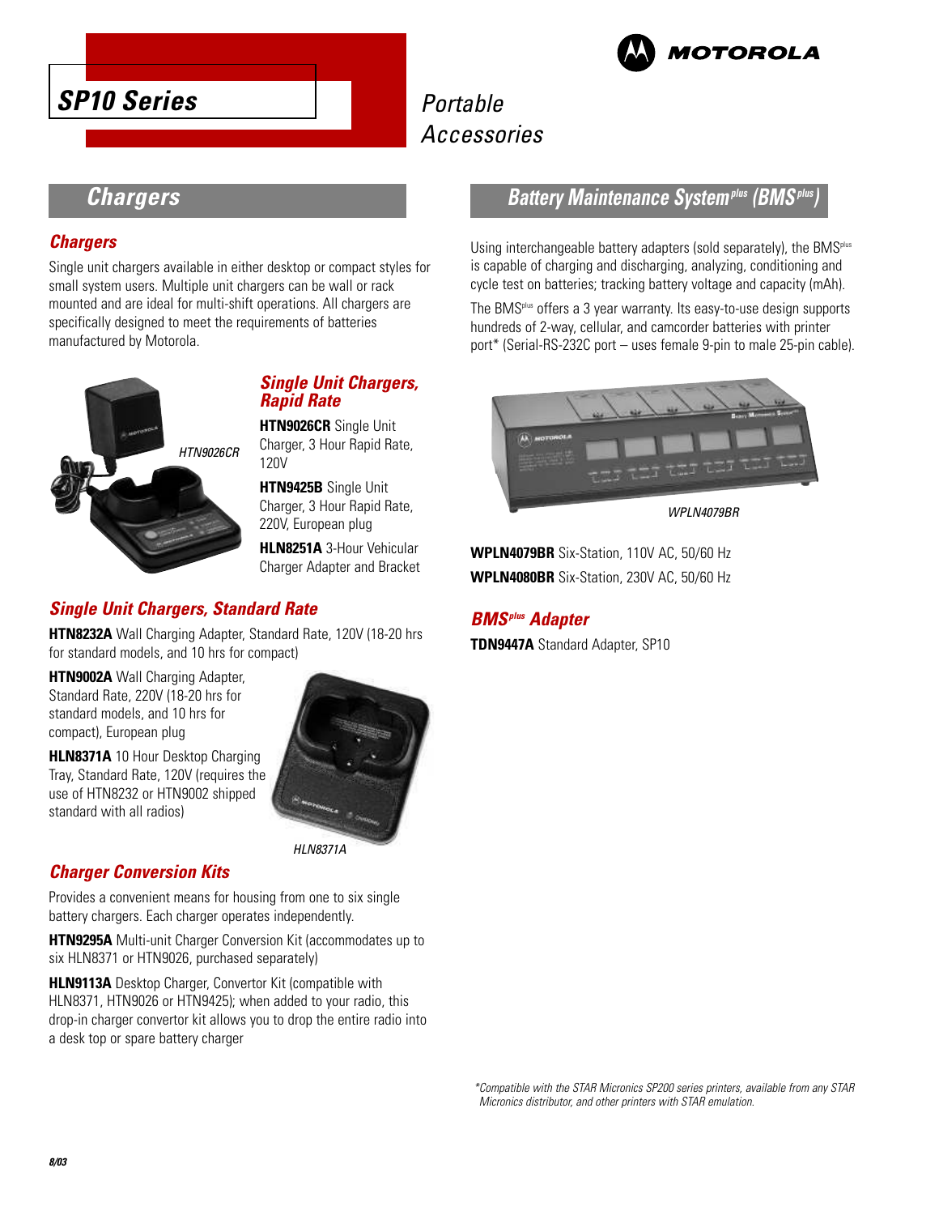# SP10 Series

Portable Accessories

## Chargers

### Chargers

Single unit chargers available in either desktop or compact styles for small system users. Multiple unit chargers can be wall or rack mounted and are ideal for multi-shift operations. All chargers are specifically designed to meet the requirements of batteries manufactured by Motorola.

HTN9026CR

### Single Unit Chargers, Rapid Rate

**HTN9026CR** Single Unit Charger, 3 Hour Rapid Rate, 120V

**HTN9425B** Single Unit Charger, 3 Hour Rapid Rate, 220V, European plug

**HLN8251A** 3-Hour Vehicular Charger Adapter and Bracket

### Single Unit Chargers, Standard Rate

**HTN8232A** Wall Charging Adapter, Standard Rate, 120V (18-20 hrs for standard models, and 10 hrs for compact)

**HTN9002A** Wall Charging Adapter, Standard Rate, 220V (18-20 hrs for standard models, and 10 hrs for compact), European plug

**HLN8371A** 10 Hour Desktop Charging Tray, Standard Rate, 120V (requires the use of HTN8232 or HTN9002 shipped standard with all radios)

HLN8371A

### Charger Conversion Kits

Provides a convenient means for housing from one to six single battery chargers. Each charger operates independently.

**HTN9295A** Multi-unit Charger Conversion Kit (accommodates up to six HLN8371 or HTN9026, purchased separately)

**HLN9113A** Desktop Charger, Convertor Kit (compatible with HLN8371, HTN9026 or HTN9425); when added to your radio, this drop-in charger convertor kit allows you to drop the entire radio into a desk top or spare battery charger

## Battery Maintenance System plus (BMS plus)

Using interchangeable battery adapters (sold separately), the BMSplus is capable of charging and discharging, analyzing, conditioning and cycle test on batteries; tracking battery voltage and capacity (mAh).

The BMSplus offers a 3 year warranty. Its easy-to-use design supports hundreds of 2-way, cellular, and camcorder batteries with printer port* (Serial-RS-232C port – uses female 9-pin to male 25-pin cable).

WPLN4079BR

**WPLN4079BR** Six-Station, 110V AC, 50/60 Hz

**WPLN4080BR** Six-Station, 230V AC, 50/60 Hz

### BMSplus Adapter

**TDN9447A** Standard Adapter, SP10

*Compatible with the STAR Micronics SP200 series printers, available from any STAR Micronics distributor, and other printers with STAR emulation.

8/03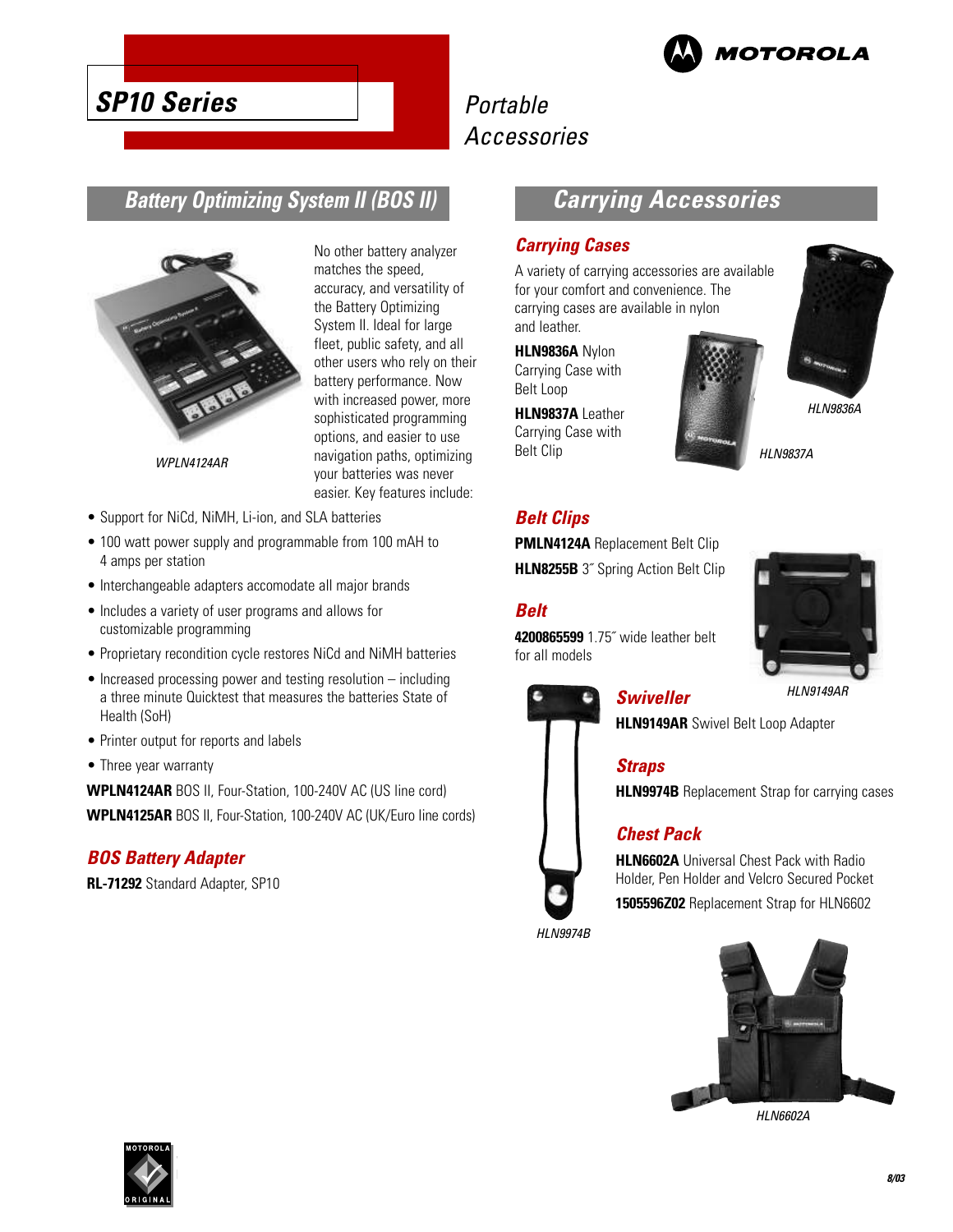# SP10 Series

Portable Accessories

## Battery Optimizing System II (BOS II)

WPLN4124AR

No other battery analyzer matches the speed, accuracy, and versatility of the Battery Optimizing System II. Ideal for large fleet, public safety, and all other users who rely on their battery performance. Now with increased power, more sophisticated programming options, and easier to use navigation paths, optimizing your batteries was never easier. Key features include:

- Support for NiCd, NiMH, Li-ion, and SLA batteries
- 100 watt power supply and programmable from 100 mAH to 4 amps per station
- Interchangeable adapters accomodate all major brands
- Includes a variety of user programs and allows for customizable programming
- Proprietary recondition cycle restores NiCd and NiMH batteries
- Increased processing power and testing resolution – including a three minute Quicktest that measures the batteries State of Health (SoH)
- Printer output for reports and labels
- Three year warranty

**WPLN4124AR** BOS II, Four-Station, 100-240V AC (US line cord)

**WPLN4125AR** BOS II, Four-Station, 100-240V AC (UK/Euro line cords)

### BOS Battery Adapter

**RL-71292** Standard Adapter, SP10

## Carrying Accessories

### Carrying Cases

A variety of carrying accessories are available for your comfort and convenience. The carrying cases are available in nylon and leather.

**HLN9836A** Nylon Carrying Case with Belt Loop

**HLN9837A** Leather Carrying Case with Belt Clip

HLN9836A

HLN9837A

### Belt Clips

**PMLN4124A** Replacement Belt Clip

**HLN8255B** 3˝ Spring Action Belt Clip

### Belt

**4200865599** 1.75˝ wide leather belt for all models

HLN9149AR

### Swiveller

**HLN9149AR** Swivel Belt Loop Adapter

### Straps

**HLN9974B** Replacement Strap for carrying cases

### Chest Pack

**HLN6602A** Universal Chest Pack with Radio Holder, Pen Holder and Velcro Secured Pocket

**1505596Z02** Replacement Strap for HLN6602

HLN9974B

HLN6602A

8/03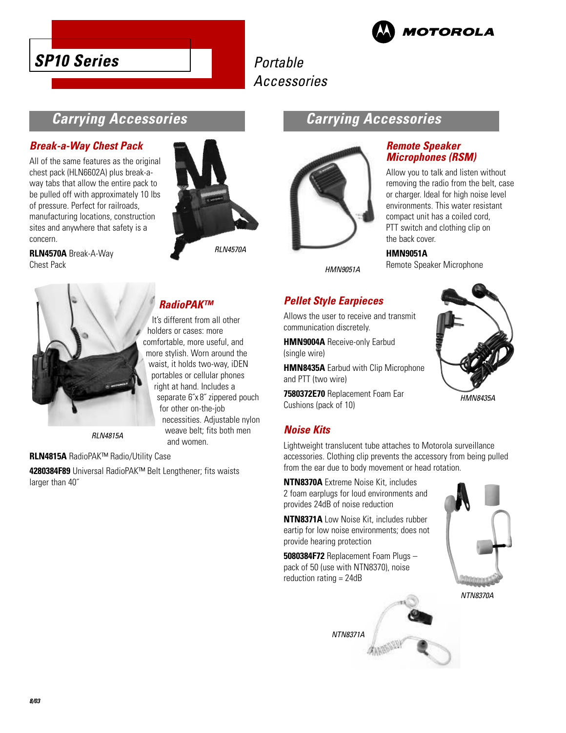# SP10 Series

Portable Accessories

## Carrying Accessories

### Break-a-Way Chest Pack

All of the same features as the original chest pack (HLN6602A) plus break-a-way tabs that allow the entire pack to be pulled off with approximately 10 lbs of pressure. Perfect for railroads, manufacturing locations, construction sites and anywhere that safety is a concern.

**RLN4570A** Break-A-Way Chest Pack

RLN4570A

### RadioPAK™

It's different from all other holders or cases: more comfortable, more useful, and more stylish. Worn around the waist, it holds two-way, iDEN portables or cellular phones right at hand. Includes a separate 6˝x 8˝ zippered pouch for other on-the-job necessities. Adjustable nylon weave belt; fits both men and women.

RLN4815A

**RLN4815A** RadioPAK™ Radio/Utility Case

**4280384F89** Universal RadioPAK™ Belt Lengthener; fits waists larger than 40˝

## Carrying Accessories

### Remote Speaker Microphones (RSM)

Allow you to talk and listen without removing the radio from the belt, case or charger. Ideal for high noise level environments. This water resistant compact unit has a coiled cord, PTT switch and clothing clip on the back cover.

**HMN9051A**
Remote Speaker Microphone

HMN9051A

### Pellet Style Earpieces

Allows the user to receive and transmit communication discretely.

**HMN9004A** Receive-only Earbud (single wire)

**HMN8435A** Earbud with Clip Microphone and PTT (two wire)

**7580372E70** Replacement Foam Ear Cushions (pack of 10)

HMN8435A

### Noise Kits

Lightweight translucent tube attaches to Motorola surveillance accessories. Clothing clip prevents the accessory from being pulled from the ear due to body movement or head rotation.

**NTN8370A** Extreme Noise Kit, includes 2 foam earplugs for loud environments and provides 24dB of noise reduction

**NTN8371A** Low Noise Kit, includes rubber eartip for low noise environments; does not provide hearing protection

**5080384F72** Replacement Foam Plugs – pack of 50 (use with NTN8370), noise reduction rating = 24dB

NTN8370A

NTN8371A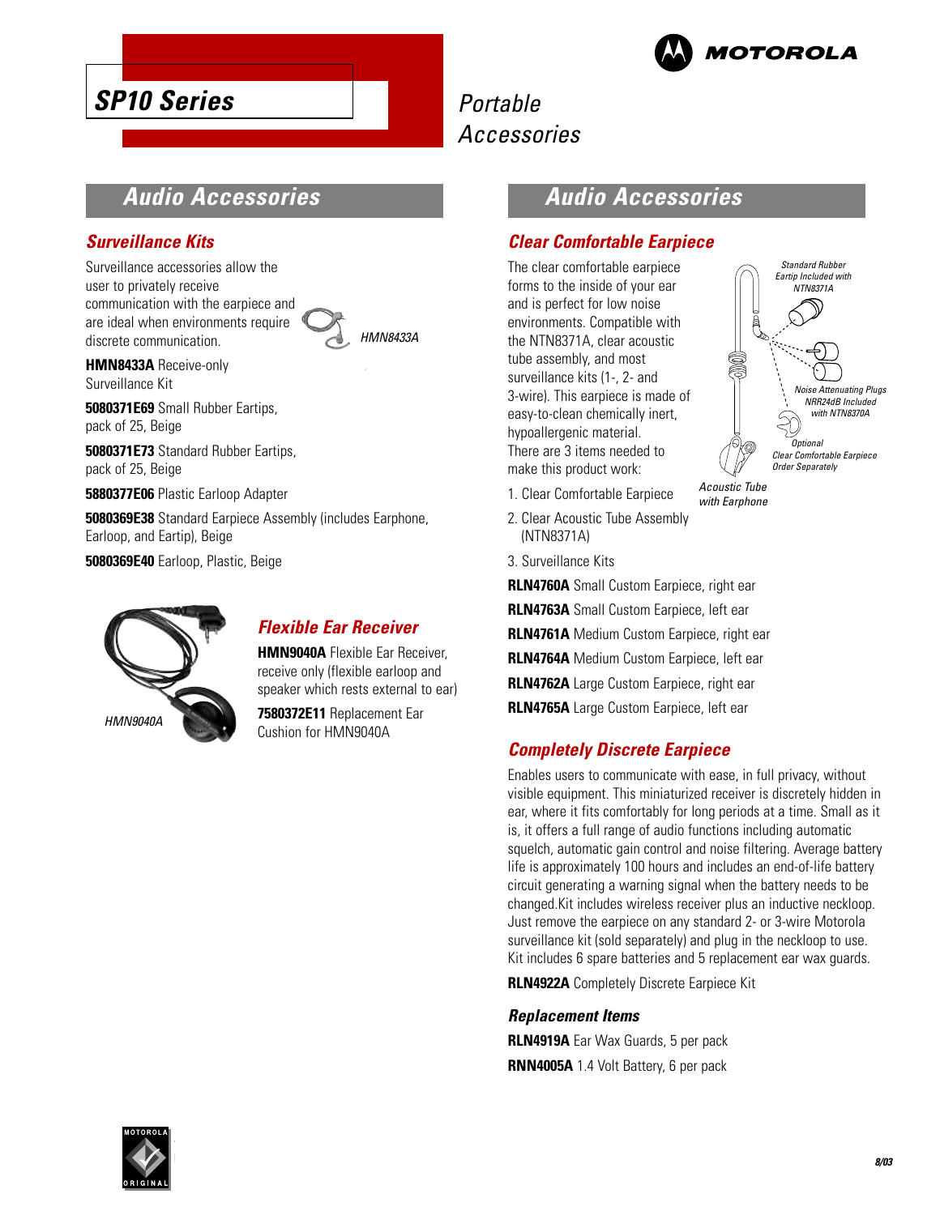# SP10 Series

Portable Accessories

## Audio Accessories

### Surveillance Kits

Surveillance accessories allow the user to privately receive communication with the earpiece and are ideal when environments require discrete communication.

HMN8433A

**HMN8433A** Receive-only Surveillance Kit

**5080371E69** Small Rubber Eartips, pack of 25, Beige

**5080371E73** Standard Rubber Eartips, pack of 25, Beige

**5880377E06** Plastic Earloop Adapter

**5080369E38** Standard Earpiece Assembly (includes Earphone, Earloop, and Eartip), Beige

**5080369E40** Earloop, Plastic, Beige

### Flexible Ear Receiver

HMN9040A

**HMN9040A** Flexible Ear Receiver, receive only (flexible earloop and speaker which rests external to ear)

**7580372E11** Replacement Ear Cushion for HMN9040A

## Audio Accessories

### Clear Comfortable Earpiece

The clear comfortable earpiece forms to the inside of your ear and is perfect for low noise environments. Compatible with the NTN8371A, clear acoustic tube assembly, and most surveillance kits (1-, 2- and 3-wire). This earpiece is made of easy-to-clean chemically inert, hypoallergenic material. There are 3 items needed to make this product work:

1. Clear Comfortable Earpiece
2. Clear Acoustic Tube Assembly (NTN8371A)
3. Surveillance Kits

*Standard Rubber Eartip Included with NTN8371A*

*Noise Attenuating Plugs NRR24dB Included with NTN8370A*

*Optional Clear Comfortable Earpiece Order Separately*

*Acoustic Tube with Earphone*

**RLN4760A** Small Custom Earpiece, right ear

**RLN4763A** Small Custom Earpiece, left ear

**RLN4761A** Medium Custom Earpiece, right ear

**RLN4764A** Medium Custom Earpiece, left ear

**RLN4762A** Large Custom Earpiece, right ear

**RLN4765A** Large Custom Earpiece, left ear

### Completely Discrete Earpiece

Enables users to communicate with ease, in full privacy, without visible equipment. This miniaturized receiver is discretely hidden in ear, where it fits comfortably for long periods at a time. Small as it is, it offers a full range of audio functions including automatic squelch, automatic gain control and noise filtering. Average battery life is approximately 100 hours and includes an end-of-life battery circuit generating a warning signal when the battery needs to be changed.Kit includes wireless receiver plus an inductive neckloop. Just remove the earpiece on any standard 2- or 3-wire Motorola surveillance kit (sold separately) and plug in the neckloop to use. Kit includes 6 spare batteries and 5 replacement ear wax guards.

**RLN4922A** Completely Discrete Earpiece Kit

#### Replacement Items

**RLN4919A** Ear Wax Guards, 5 per pack

**RNN4005A** 1.4 Volt Battery, 6 per pack

8/03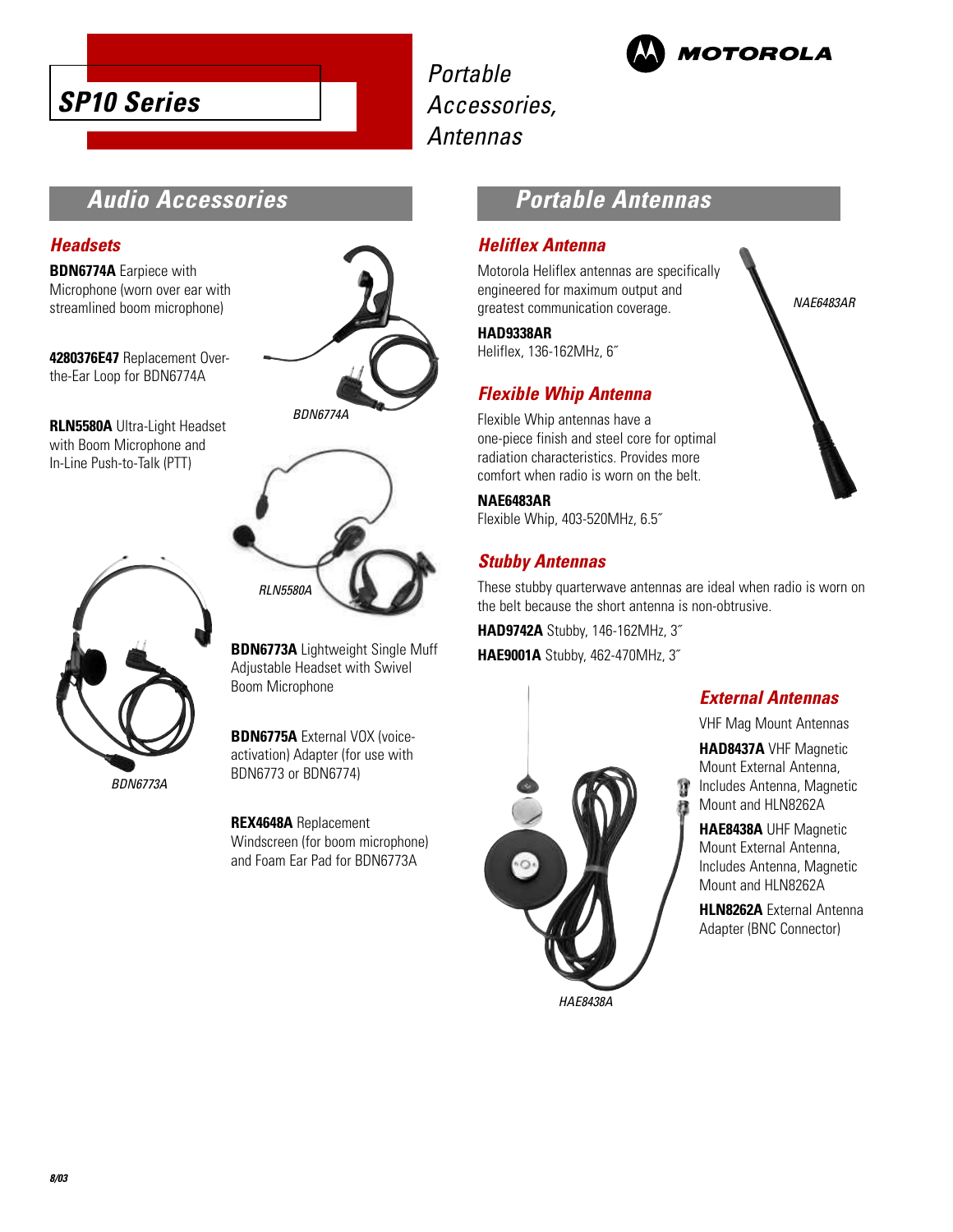# SP10 Series

Portable Accessories, Antennas

## Audio Accessories

### Headsets

**BDN6774A** Earpiece with Microphone (worn over ear with streamlined boom microphone)

**4280376E47** Replacement Over-the-Ear Loop for BDN6774A

**RLN5580A** Ultra-Light Headset with Boom Microphone and In-Line Push-to-Talk (PTT)

BDN6774A

RLN5580A

BDN6773A

**BDN6773A** Lightweight Single Muff Adjustable Headset with Swivel Boom Microphone

**BDN6775A** External VOX (voice-activation) Adapter (for use with BDN6773 or BDN6774)

**REX4648A** Replacement Windscreen (for boom microphone) and Foam Ear Pad for BDN6773A

## Portable Antennas

### Heliflex Antenna

Motorola Heliflex antennas are specifically engineered for maximum output and greatest communication coverage.

**HAD9338AR**
Heliflex, 136-162MHz, 6˝

NAE6483AR

### Flexible Whip Antenna

Flexible Whip antennas have a one-piece finish and steel core for optimal radiation characteristics. Provides more comfort when radio is worn on the belt.

**NAE6483AR**
Flexible Whip, 403-520MHz, 6.5˝

### Stubby Antennas

These stubby quarterwave antennas are ideal when radio is worn on the belt because the short antenna is non-obtrusive.

**HAD9742A** Stubby, 146-162MHz, 3˝

**HAE9001A** Stubby, 462-470MHz, 3˝

### External Antennas

VHF Mag Mount Antennas

**HAD8437A** VHF Magnetic Mount External Antenna, Includes Antenna, Magnetic Mount and HLN8262A

**HAE8438A** UHF Magnetic Mount External Antenna, Includes Antenna, Magnetic Mount and HLN8262A

**HLN8262A** External Antenna Adapter (BNC Connector)

HAE8438A

8/03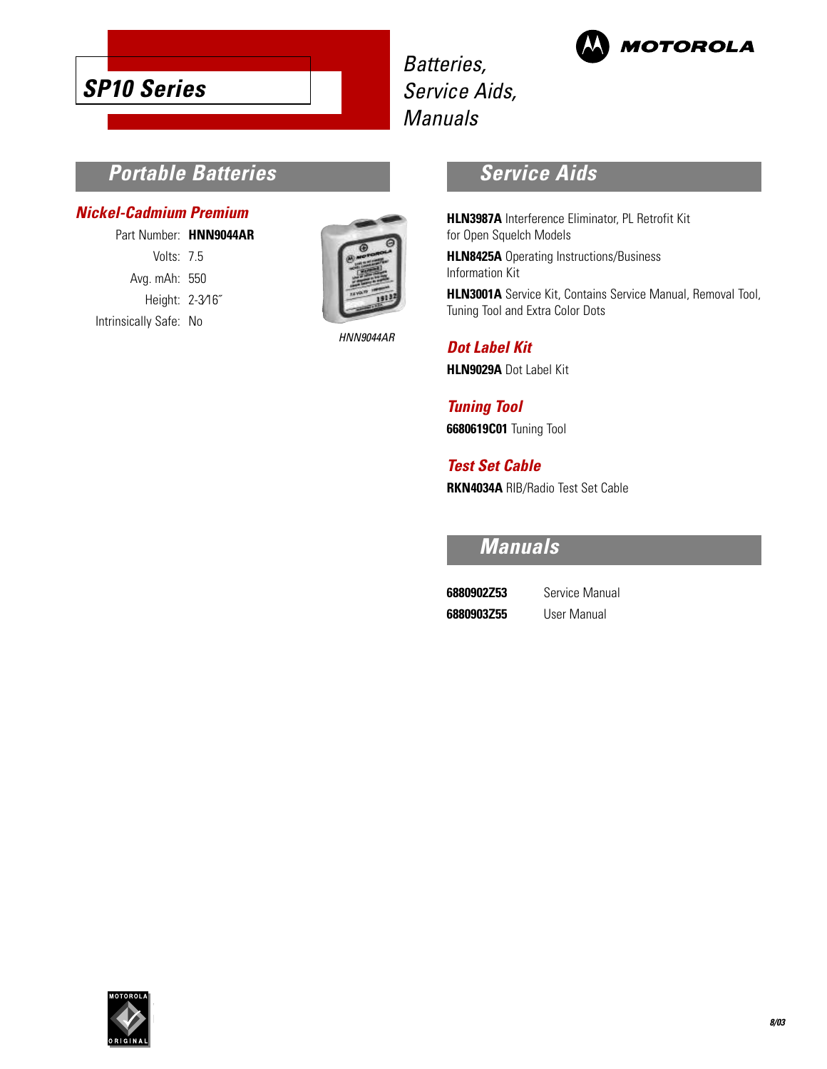# SP10 Series

*Batteries, Service Aids, Manuals*

MOTOROLA

## Portable Batteries

### Nickel-Cadmium Premium

| | |
|---|---|
| Part Number: | **HNN9044AR** |
| Volts: | 7.5 |
| Avg. mAh: | 550 |
| Height: | 2-3⁄16˝ |
| Intrinsically Safe: | No |

*HNN9044AR*

## Service Aids

**HLN3987A** Interference Eliminator, PL Retrofit Kit for Open Squelch Models

**HLN8425A** Operating Instructions/Business Information Kit

**HLN3001A** Service Kit, Contains Service Manual, Removal Tool, Tuning Tool and Extra Color Dots

### Dot Label Kit

**HLN9029A** Dot Label Kit

### Tuning Tool

**6680619C01** Tuning Tool

### Test Set Cable

**RKN4034A** RIB/Radio Test Set Cable

## Manuals

| | |
|---|---|
| **6880902Z53** | Service Manual |
| **6880903Z55** | User Manual |

8/03